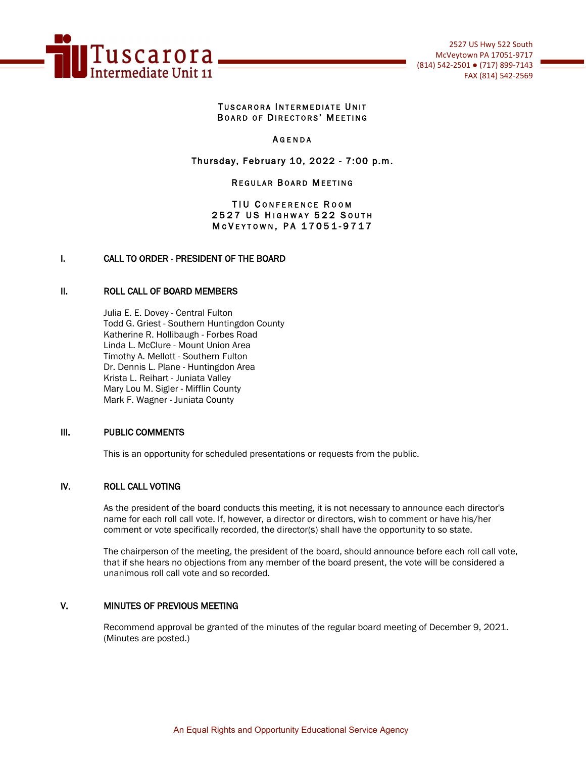Tuscarora Intermediate Unit 11

2527 US Hwy 522 South
McVeytown PA 17051-9717
(814) 542-2501 ● (717) 899-7143
FAX (814) 542-2569

# TUSCARORA INTERMEDIATE UNIT BOARD OF DIRECTORS' MEETING

## AGENDA

**Thursday, February 10, 2022 - 7:00 p.m.**

REGULAR BOARD MEETING

TIU CONFERENCE ROOM
2527 US HIGHWAY 522 SOUTH
MCVEYTOWN, PA 17051-9717

## I. CALL TO ORDER - PRESIDENT OF THE BOARD

## II. ROLL CALL OF BOARD MEMBERS

Julia E. E. Dovey - Central Fulton
Todd G. Griest - Southern Huntingdon County
Katherine R. Hollibaugh - Forbes Road
Linda L. McClure - Mount Union Area
Timothy A. Mellott - Southern Fulton
Dr. Dennis L. Plane - Huntingdon Area
Krista L. Reihart - Juniata Valley
Mary Lou M. Sigler - Mifflin County
Mark F. Wagner - Juniata County

## III. PUBLIC COMMENTS

This is an opportunity for scheduled presentations or requests from the public.

## IV. ROLL CALL VOTING

As the president of the board conducts this meeting, it is not necessary to announce each director's name for each roll call vote. If, however, a director or directors, wish to comment or have his/her comment or vote specifically recorded, the director(s) shall have the opportunity to so state.

The chairperson of the meeting, the president of the board, should announce before each roll call vote, that if she hears no objections from any member of the board present, the vote will be considered a unanimous roll call vote and so recorded.

## V. MINUTES OF PREVIOUS MEETING

Recommend approval be granted of the minutes of the regular board meeting of December 9, 2021. (Minutes are posted.)

An Equal Rights and Opportunity Educational Service Agency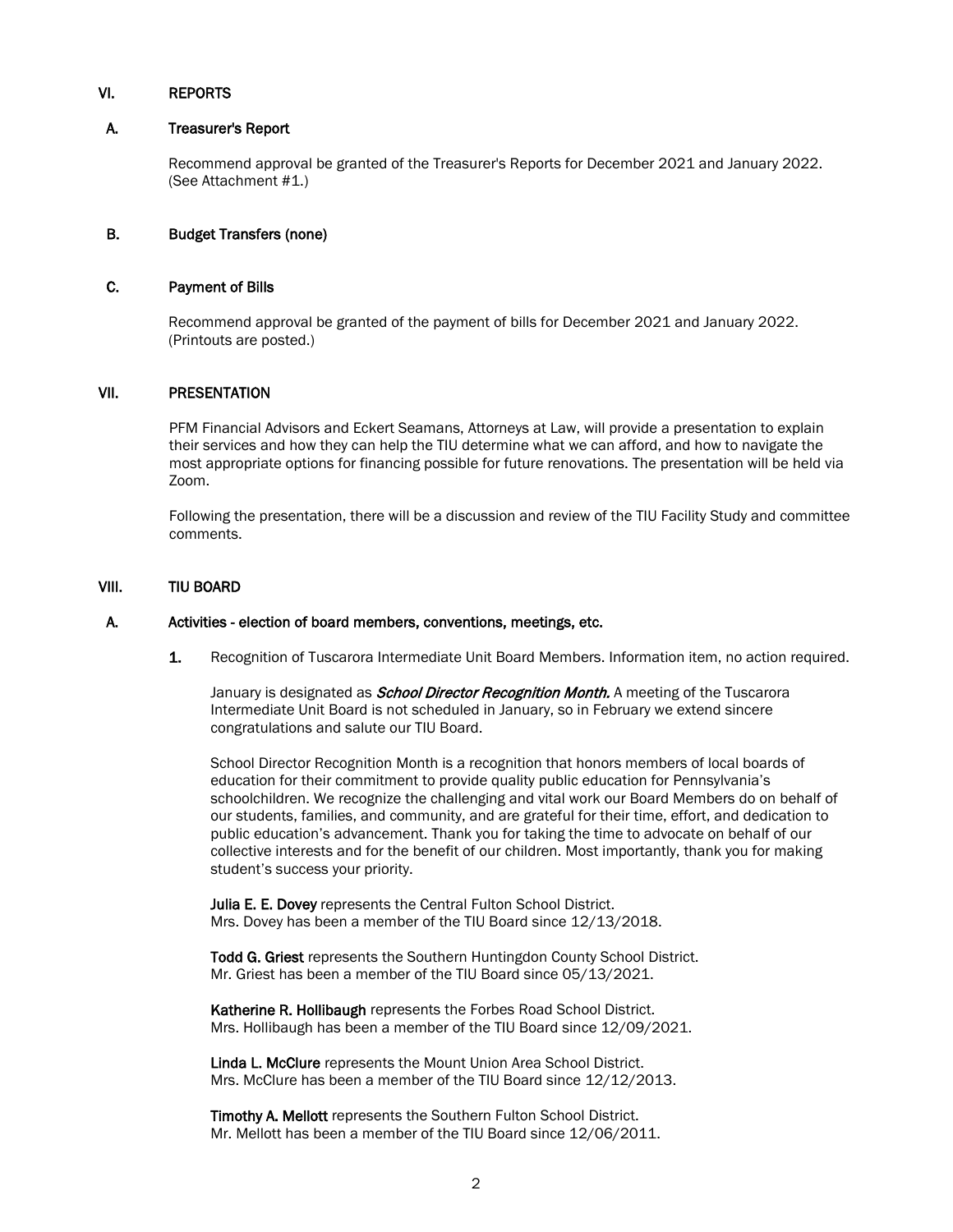## VI. REPORTS

### A. Treasurer's Report

Recommend approval be granted of the Treasurer's Reports for December 2021 and January 2022. (See Attachment #1.)

### B. Budget Transfers (none)

### C. Payment of Bills

Recommend approval be granted of the payment of bills for December 2021 and January 2022. (Printouts are posted.)

## VII. PRESENTATION

PFM Financial Advisors and Eckert Seamans, Attorneys at Law, will provide a presentation to explain their services and how they can help the TIU determine what we can afford, and how to navigate the most appropriate options for financing possible for future renovations. The presentation will be held via Zoom.

Following the presentation, there will be a discussion and review of the TIU Facility Study and committee comments.

## VIII. TIU BOARD

### A. Activities - election of board members, conventions, meetings, etc.

1. Recognition of Tuscarora Intermediate Unit Board Members. Information item, no action required.

   January is designated as ***School Director Recognition Month.*** A meeting of the Tuscarora Intermediate Unit Board is not scheduled in January, so in February we extend sincere congratulations and salute our TIU Board.

   School Director Recognition Month is a recognition that honors members of local boards of education for their commitment to provide quality public education for Pennsylvania's schoolchildren. We recognize the challenging and vital work our Board Members do on behalf of our students, families, and community, and are grateful for their time, effort, and dedication to public education's advancement. Thank you for taking the time to advocate on behalf of our collective interests and for the benefit of our children. Most importantly, thank you for making student's success your priority.

   **Julia E. E. Dovey** represents the Central Fulton School District.
   Mrs. Dovey has been a member of the TIU Board since 12/13/2018.

   **Todd G. Griest** represents the Southern Huntingdon County School District.
   Mr. Griest has been a member of the TIU Board since 05/13/2021.

   **Katherine R. Hollibaugh** represents the Forbes Road School District.
   Mrs. Hollibaugh has been a member of the TIU Board since 12/09/2021.

   **Linda L. McClure** represents the Mount Union Area School District.
   Mrs. McClure has been a member of the TIU Board since 12/12/2013.

   **Timothy A. Mellott** represents the Southern Fulton School District.
   Mr. Mellott has been a member of the TIU Board since 12/06/2011.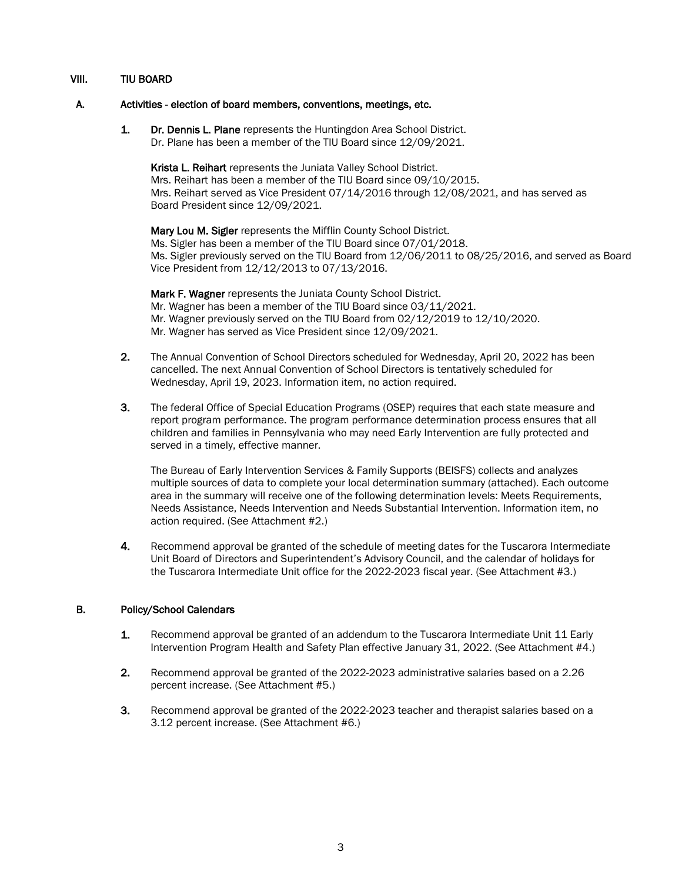## VIII. TIU BOARD

### A. Activities - election of board members, conventions, meetings, etc.

1. **Dr. Dennis L. Plane** represents the Huntingdon Area School District.
   Dr. Plane has been a member of the TIU Board since 12/09/2021.

   **Krista L. Reihart** represents the Juniata Valley School District.
   Mrs. Reihart has been a member of the TIU Board since 09/10/2015.
   Mrs. Reihart served as Vice President 07/14/2016 through 12/08/2021, and has served as Board President since 12/09/2021.

   **Mary Lou M. Sigler** represents the Mifflin County School District.
   Ms. Sigler has been a member of the TIU Board since 07/01/2018.
   Ms. Sigler previously served on the TIU Board from 12/06/2011 to 08/25/2016, and served as Board Vice President from 12/12/2013 to 07/13/2016.

   **Mark F. Wagner** represents the Juniata County School District.
   Mr. Wagner has been a member of the TIU Board since 03/11/2021.
   Mr. Wagner previously served on the TIU Board from 02/12/2019 to 12/10/2020.
   Mr. Wagner has served as Vice President since 12/09/2021.

2. The Annual Convention of School Directors scheduled for Wednesday, April 20, 2022 has been cancelled. The next Annual Convention of School Directors is tentatively scheduled for Wednesday, April 19, 2023. Information item, no action required.

3. The federal Office of Special Education Programs (OSEP) requires that each state measure and report program performance. The program performance determination process ensures that all children and families in Pennsylvania who may need Early Intervention are fully protected and served in a timely, effective manner.

   The Bureau of Early Intervention Services & Family Supports (BEISFS) collects and analyzes multiple sources of data to complete your local determination summary (attached). Each outcome area in the summary will receive one of the following determination levels: Meets Requirements, Needs Assistance, Needs Intervention and Needs Substantial Intervention. Information item, no action required. (See Attachment #2.)

4. Recommend approval be granted of the schedule of meeting dates for the Tuscarora Intermediate Unit Board of Directors and Superintendent's Advisory Council, and the calendar of holidays for the Tuscarora Intermediate Unit office for the 2022-2023 fiscal year. (See Attachment #3.)

### B. Policy/School Calendars

1. Recommend approval be granted of an addendum to the Tuscarora Intermediate Unit 11 Early Intervention Program Health and Safety Plan effective January 31, 2022. (See Attachment #4.)

2. Recommend approval be granted of the 2022-2023 administrative salaries based on a 2.26 percent increase. (See Attachment #5.)

3. Recommend approval be granted of the 2022-2023 teacher and therapist salaries based on a 3.12 percent increase. (See Attachment #6.)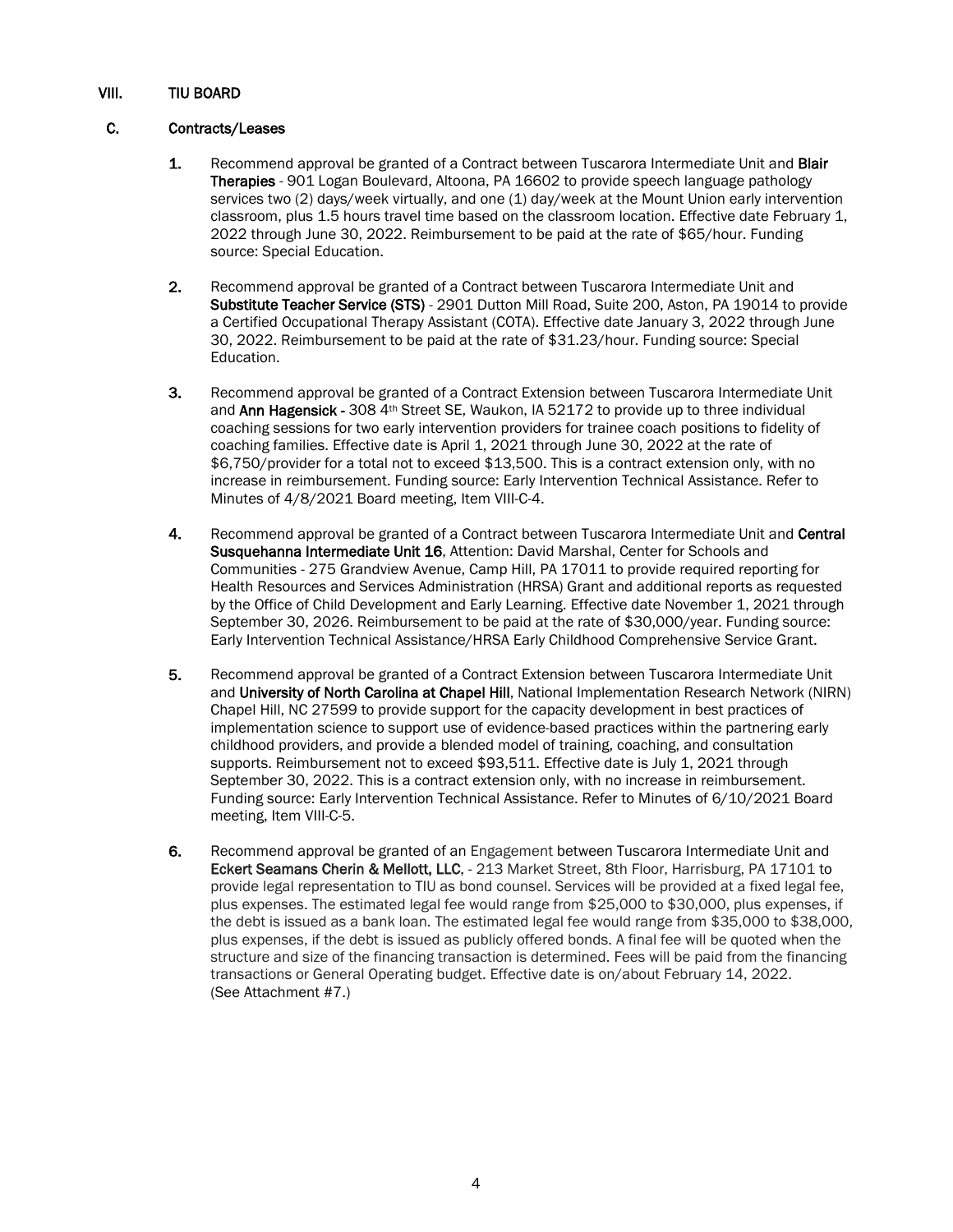## VIII. TIU BOARD

### C. Contracts/Leases

1. Recommend approval be granted of a Contract between Tuscarora Intermediate Unit and **Blair Therapies** - 901 Logan Boulevard, Altoona, PA 16602 to provide speech language pathology services two (2) days/week virtually, and one (1) day/week at the Mount Union early intervention classroom, plus 1.5 hours travel time based on the classroom location. Effective date February 1, 2022 through June 30, 2022. Reimbursement to be paid at the rate of $65/hour. Funding source: Special Education.

2. Recommend approval be granted of a Contract between Tuscarora Intermediate Unit and **Substitute Teacher Service (STS)** - 2901 Dutton Mill Road, Suite 200, Aston, PA 19014 to provide a Certified Occupational Therapy Assistant (COTA). Effective date January 3, 2022 through June 30, 2022. Reimbursement to be paid at the rate of $31.23/hour. Funding source: Special Education.

3. Recommend approval be granted of a Contract Extension between Tuscarora Intermediate Unit and **Ann Hagensick** - 308 4th Street SE, Waukon, IA 52172 to provide up to three individual coaching sessions for two early intervention providers for trainee coach positions to fidelity of coaching families. Effective date is April 1, 2021 through June 30, 2022 at the rate of $6,750/provider for a total not to exceed $13,500. This is a contract extension only, with no increase in reimbursement. Funding source: Early Intervention Technical Assistance. Refer to Minutes of 4/8/2021 Board meeting, Item VIII-C-4.

4. Recommend approval be granted of a Contract between Tuscarora Intermediate Unit and **Central Susquehanna Intermediate Unit 16**, Attention: David Marshal, Center for Schools and Communities - 275 Grandview Avenue, Camp Hill, PA 17011 to provide required reporting for Health Resources and Services Administration (HRSA) Grant and additional reports as requested by the Office of Child Development and Early Learning. Effective date November 1, 2021 through September 30, 2026. Reimbursement to be paid at the rate of $30,000/year. Funding source: Early Intervention Technical Assistance/HRSA Early Childhood Comprehensive Service Grant.

5. Recommend approval be granted of a Contract Extension between Tuscarora Intermediate Unit and **University of North Carolina at Chapel Hill**, National Implementation Research Network (NIRN) Chapel Hill, NC 27599 to provide support for the capacity development in best practices of implementation science to support use of evidence-based practices within the partnering early childhood providers, and provide a blended model of training, coaching, and consultation supports. Reimbursement not to exceed $93,511. Effective date is July 1, 2021 through September 30, 2022. This is a contract extension only, with no increase in reimbursement. Funding source: Early Intervention Technical Assistance. Refer to Minutes of 6/10/2021 Board meeting, Item VIII-C-5.

6. Recommend approval be granted of an Engagement between Tuscarora Intermediate Unit and **Eckert Seamans Cherin & Mellott, LLC**, - 213 Market Street, 8th Floor, Harrisburg, PA 17101 to provide legal representation to TIU as bond counsel. Services will be provided at a fixed legal fee, plus expenses. The estimated legal fee would range from $25,000 to $30,000, plus expenses, if the debt is issued as a bank loan. The estimated legal fee would range from $35,000 to $38,000, plus expenses, if the debt is issued as publicly offered bonds. A final fee will be quoted when the structure and size of the financing transaction is determined. Fees will be paid from the financing transactions or General Operating budget. Effective date is on/about February 14, 2022. (See Attachment #7.)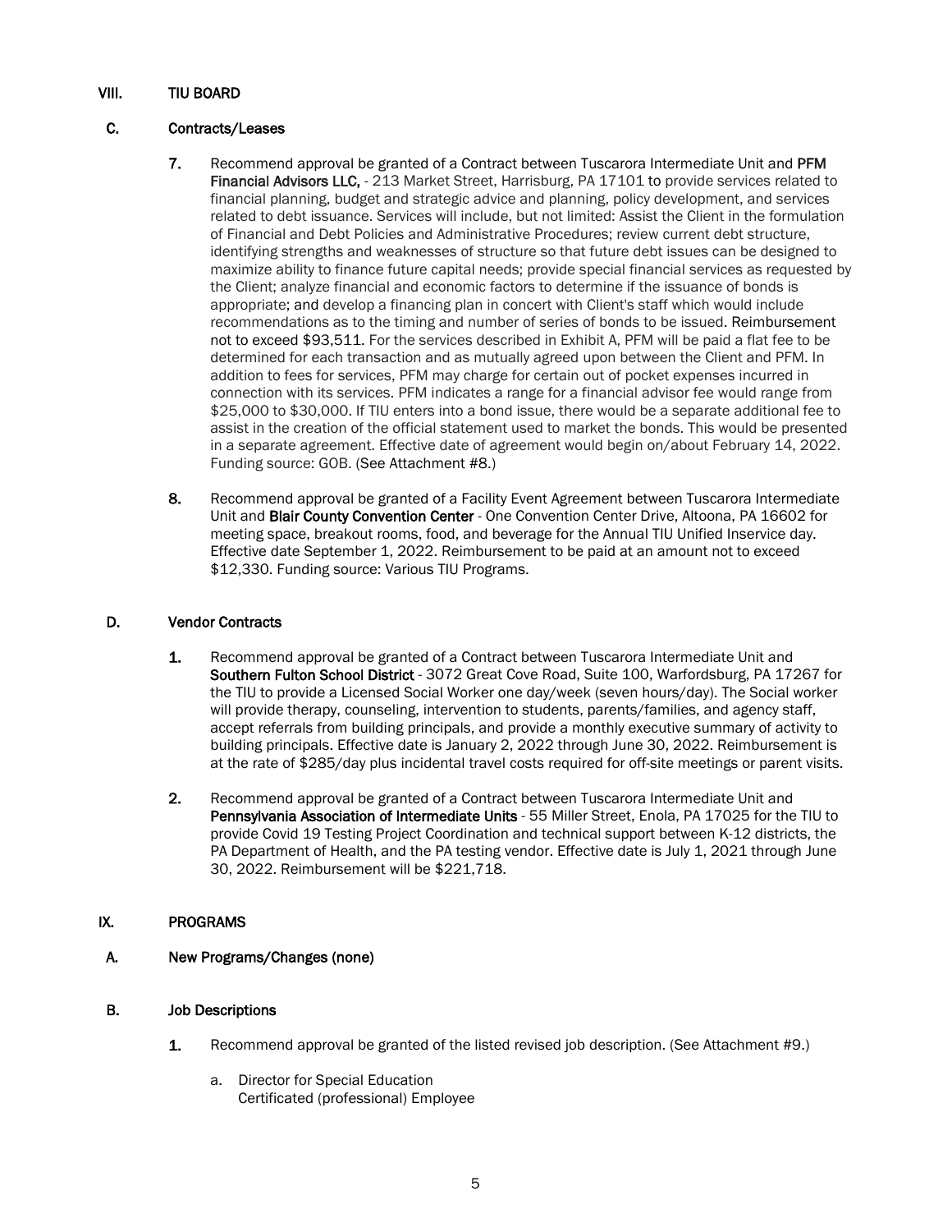## VIII. TIU BOARD

### C. Contracts/Leases

7. Recommend approval be granted of a Contract between Tuscarora Intermediate Unit and **PFM Financial Advisors LLC,** - 213 Market Street, Harrisburg, PA 17101 to provide services related to financial planning, budget and strategic advice and planning, policy development, and services related to debt issuance. Services will include, but not limited: Assist the Client in the formulation of Financial and Debt Policies and Administrative Procedures; review current debt structure, identifying strengths and weaknesses of structure so that future debt issues can be designed to maximize ability to finance future capital needs; provide special financial services as requested by the Client; analyze financial and economic factors to determine if the issuance of bonds is appropriate; and develop a financing plan in concert with Client's staff which would include recommendations as to the timing and number of series of bonds to be issued. Reimbursement not to exceed $93,511. For the services described in Exhibit A, PFM will be paid a flat fee to be determined for each transaction and as mutually agreed upon between the Client and PFM. In addition to fees for services, PFM may charge for certain out of pocket expenses incurred in connection with its services. PFM indicates a range for a financial advisor fee would range from $25,000 to $30,000. If TIU enters into a bond issue, there would be a separate additional fee to assist in the creation of the official statement used to market the bonds. This would be presented in a separate agreement. Effective date of agreement would begin on/about February 14, 2022. Funding source: GOB. (See Attachment #8.)

8. Recommend approval be granted of a Facility Event Agreement between Tuscarora Intermediate Unit and **Blair County Convention Center** - One Convention Center Drive, Altoona, PA 16602 for meeting space, breakout rooms, food, and beverage for the Annual TIU Unified Inservice day. Effective date September 1, 2022. Reimbursement to be paid at an amount not to exceed $12,330. Funding source: Various TIU Programs.

### D. Vendor Contracts

1. Recommend approval be granted of a Contract between Tuscarora Intermediate Unit and **Southern Fulton School District** - 3072 Great Cove Road, Suite 100, Warfordsburg, PA 17267 for the TIU to provide a Licensed Social Worker one day/week (seven hours/day). The Social worker will provide therapy, counseling, intervention to students, parents/families, and agency staff, accept referrals from building principals, and provide a monthly executive summary of activity to building principals. Effective date is January 2, 2022 through June 30, 2022. Reimbursement is at the rate of $285/day plus incidental travel costs required for off-site meetings or parent visits.

2. Recommend approval be granted of a Contract between Tuscarora Intermediate Unit and **Pennsylvania Association of Intermediate Units** - 55 Miller Street, Enola, PA 17025 for the TIU to provide Covid 19 Testing Project Coordination and technical support between K-12 districts, the PA Department of Health, and the PA testing vendor. Effective date is July 1, 2021 through June 30, 2022. Reimbursement will be $221,718.

## IX. PROGRAMS

### A. New Programs/Changes (none)

### B. Job Descriptions

1. Recommend approval be granted of the listed revised job description. (See Attachment #9.)

   a. Director for Special Education
      Certificated (professional) Employee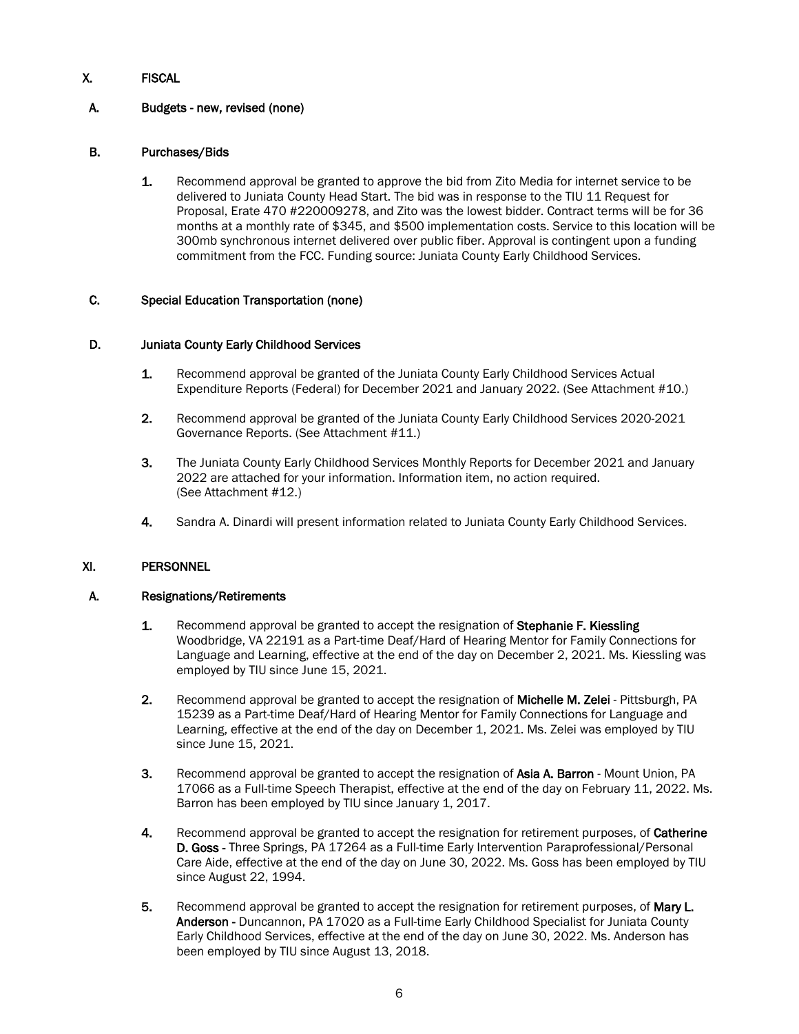## X. FISCAL

### A. Budgets - new, revised (none)

### B. Purchases/Bids

1. Recommend approval be granted to approve the bid from Zito Media for internet service to be delivered to Juniata County Head Start. The bid was in response to the TIU 11 Request for Proposal, Erate 470 #220009278, and Zito was the lowest bidder. Contract terms will be for 36 months at a monthly rate of $345, and $500 implementation costs. Service to this location will be 300mb synchronous internet delivered over public fiber. Approval is contingent upon a funding commitment from the FCC. Funding source: Juniata County Early Childhood Services.

### C. Special Education Transportation (none)

### D. Juniata County Early Childhood Services

1. Recommend approval be granted of the Juniata County Early Childhood Services Actual Expenditure Reports (Federal) for December 2021 and January 2022. (See Attachment #10.)
2. Recommend approval be granted of the Juniata County Early Childhood Services 2020-2021 Governance Reports. (See Attachment #11.)
3. The Juniata County Early Childhood Services Monthly Reports for December 2021 and January 2022 are attached for your information. Information item, no action required. (See Attachment #12.)
4. Sandra A. Dinardi will present information related to Juniata County Early Childhood Services.

## XI. PERSONNEL

### A. Resignations/Retirements

1. Recommend approval be granted to accept the resignation of **Stephanie F. Kiessling** Woodbridge, VA 22191 as a Part-time Deaf/Hard of Hearing Mentor for Family Connections for Language and Learning, effective at the end of the day on December 2, 2021. Ms. Kiessling was employed by TIU since June 15, 2021.
2. Recommend approval be granted to accept the resignation of **Michelle M. Zelei** - Pittsburgh, PA 15239 as a Part-time Deaf/Hard of Hearing Mentor for Family Connections for Language and Learning, effective at the end of the day on December 1, 2021. Ms. Zelei was employed by TIU since June 15, 2021.
3. Recommend approval be granted to accept the resignation of **Asia A. Barron** - Mount Union, PA 17066 as a Full-time Speech Therapist, effective at the end of the day on February 11, 2022. Ms. Barron has been employed by TIU since January 1, 2017.
4. Recommend approval be granted to accept the resignation for retirement purposes, of **Catherine D. Goss -** Three Springs, PA 17264 as a Full-time Early Intervention Paraprofessional/Personal Care Aide, effective at the end of the day on June 30, 2022. Ms. Goss has been employed by TIU since August 22, 1994.
5. Recommend approval be granted to accept the resignation for retirement purposes, of **Mary L. Anderson -** Duncannon, PA 17020 as a Full-time Early Childhood Specialist for Juniata County Early Childhood Services, effective at the end of the day on June 30, 2022. Ms. Anderson has been employed by TIU since August 13, 2018.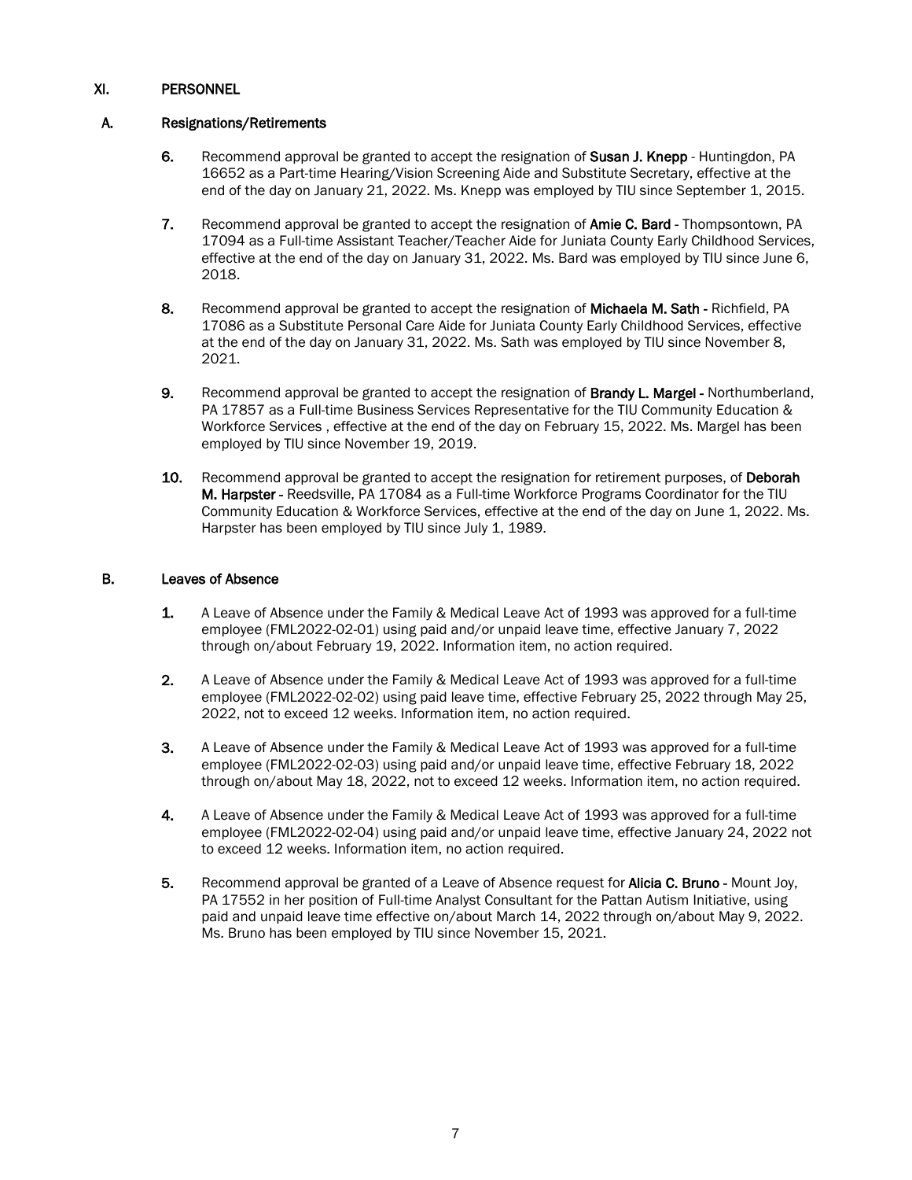## XI. PERSONNEL

### A. Resignations/Retirements

6. Recommend approval be granted to accept the resignation of **Susan J. Knepp** - Huntingdon, PA 16652 as a Part-time Hearing/Vision Screening Aide and Substitute Secretary, effective at the end of the day on January 21, 2022. Ms. Knepp was employed by TIU since September 1, 2015.

7. Recommend approval be granted to accept the resignation of **Amie C. Bard** - Thompsontown, PA 17094 as a Full-time Assistant Teacher/Teacher Aide for Juniata County Early Childhood Services, effective at the end of the day on January 31, 2022. Ms. Bard was employed by TIU since June 6, 2018.

8. Recommend approval be granted to accept the resignation of **Michaela M. Sath** - Richfield, PA 17086 as a Substitute Personal Care Aide for Juniata County Early Childhood Services, effective at the end of the day on January 31, 2022. Ms. Sath was employed by TIU since November 8, 2021.

9. Recommend approval be granted to accept the resignation of **Brandy L. Margel** - Northumberland, PA 17857 as a Full-time Business Services Representative for the TIU Community Education & Workforce Services , effective at the end of the day on February 15, 2022. Ms. Margel has been employed by TIU since November 19, 2019.

10. Recommend approval be granted to accept the resignation for retirement purposes, of **Deborah M. Harpster** - Reedsville, PA 17084 as a Full-time Workforce Programs Coordinator for the TIU Community Education & Workforce Services, effective at the end of the day on June 1, 2022. Ms. Harpster has been employed by TIU since July 1, 1989.

### B. Leaves of Absence

1. A Leave of Absence under the Family & Medical Leave Act of 1993 was approved for a full-time employee (FML2022-02-01) using paid and/or unpaid leave time, effective January 7, 2022 through on/about February 19, 2022. Information item, no action required.

2. A Leave of Absence under the Family & Medical Leave Act of 1993 was approved for a full-time employee (FML2022-02-02) using paid leave time, effective February 25, 2022 through May 25, 2022, not to exceed 12 weeks. Information item, no action required.

3. A Leave of Absence under the Family & Medical Leave Act of 1993 was approved for a full-time employee (FML2022-02-03) using paid and/or unpaid leave time, effective February 18, 2022 through on/about May 18, 2022, not to exceed 12 weeks. Information item, no action required.

4. A Leave of Absence under the Family & Medical Leave Act of 1993 was approved for a full-time employee (FML2022-02-04) using paid and/or unpaid leave time, effective January 24, 2022 not to exceed 12 weeks. Information item, no action required.

5. Recommend approval be granted of a Leave of Absence request for **Alicia C. Bruno** - Mount Joy, PA 17552 in her position of Full-time Analyst Consultant for the Pattan Autism Initiative, using paid and unpaid leave time effective on/about March 14, 2022 through on/about May 9, 2022. Ms. Bruno has been employed by TIU since November 15, 2021.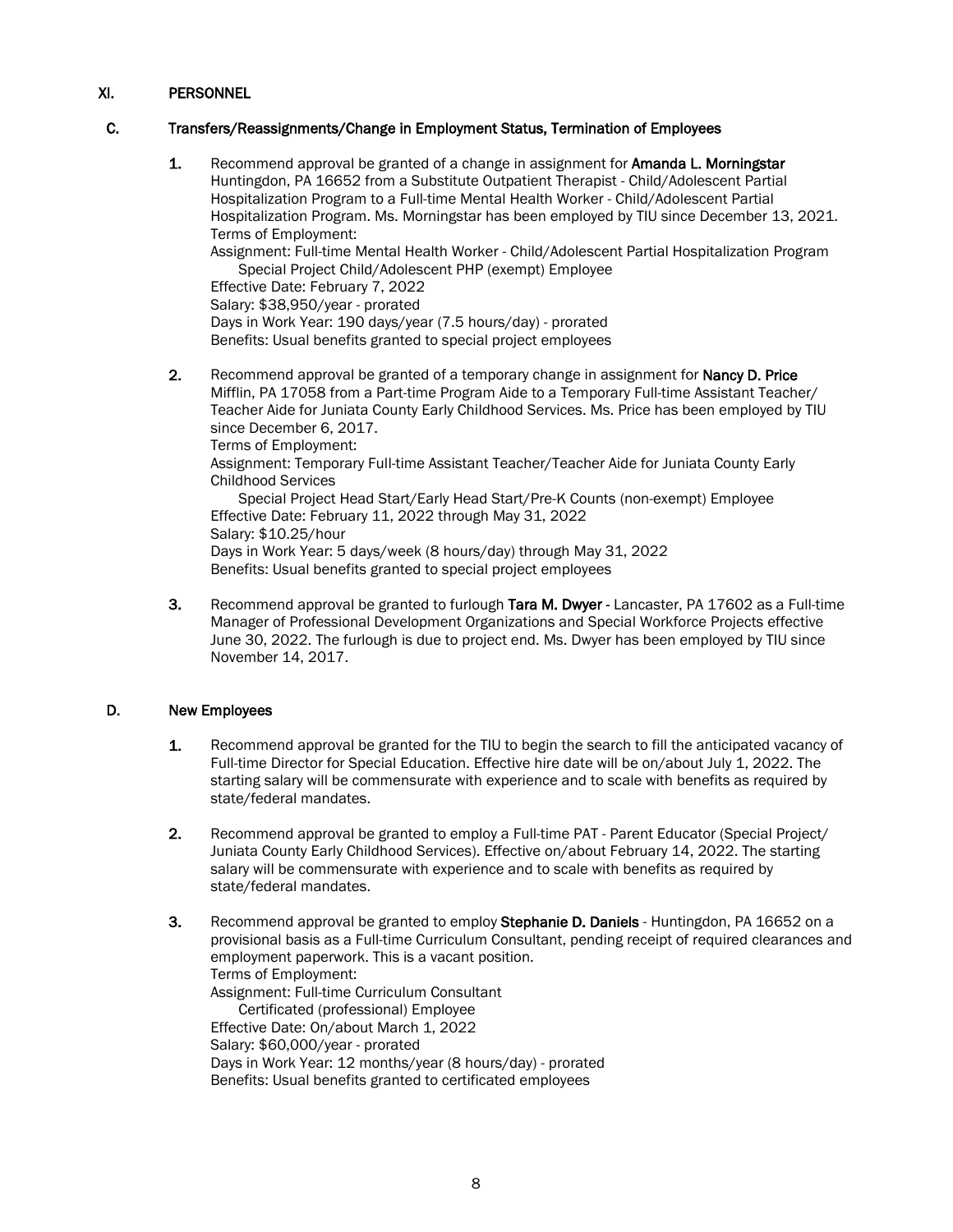## XI. PERSONNEL

### C. Transfers/Reassignments/Change in Employment Status, Termination of Employees

1. Recommend approval be granted of a change in assignment for **Amanda L. Morningstar** Huntingdon, PA 16652 from a Substitute Outpatient Therapist - Child/Adolescent Partial Hospitalization Program to a Full-time Mental Health Worker - Child/Adolescent Partial Hospitalization Program. Ms. Morningstar has been employed by TIU since December 13, 2021.
   Terms of Employment:
   Assignment: Full-time Mental Health Worker - Child/Adolescent Partial Hospitalization Program
   Special Project Child/Adolescent PHP (exempt) Employee
   Effective Date: February 7, 2022
   Salary: $38,950/year - prorated
   Days in Work Year: 190 days/year (7.5 hours/day) - prorated
   Benefits: Usual benefits granted to special project employees

2. Recommend approval be granted of a temporary change in assignment for **Nancy D. Price** Mifflin, PA 17058 from a Part-time Program Aide to a Temporary Full-time Assistant Teacher/ Teacher Aide for Juniata County Early Childhood Services. Ms. Price has been employed by TIU since December 6, 2017.
   Terms of Employment:
   Assignment: Temporary Full-time Assistant Teacher/Teacher Aide for Juniata County Early Childhood Services
   Special Project Head Start/Early Head Start/Pre-K Counts (non-exempt) Employee
   Effective Date: February 11, 2022 through May 31, 2022
   Salary: $10.25/hour
   Days in Work Year: 5 days/week (8 hours/day) through May 31, 2022
   Benefits: Usual benefits granted to special project employees

3. Recommend approval be granted to furlough **Tara M. Dwyer** - Lancaster, PA 17602 as a Full-time Manager of Professional Development Organizations and Special Workforce Projects effective June 30, 2022. The furlough is due to project end. Ms. Dwyer has been employed by TIU since November 14, 2017.

### D. New Employees

1. Recommend approval be granted for the TIU to begin the search to fill the anticipated vacancy of Full-time Director for Special Education. Effective hire date will be on/about July 1, 2022. The starting salary will be commensurate with experience and to scale with benefits as required by state/federal mandates.

2. Recommend approval be granted to employ a Full-time PAT - Parent Educator (Special Project/ Juniata County Early Childhood Services). Effective on/about February 14, 2022. The starting salary will be commensurate with experience and to scale with benefits as required by state/federal mandates.

3. Recommend approval be granted to employ **Stephanie D. Daniels** - Huntingdon, PA 16652 on a provisional basis as a Full-time Curriculum Consultant, pending receipt of required clearances and employment paperwork. This is a vacant position.
   Terms of Employment:
   Assignment: Full-time Curriculum Consultant
   Certificated (professional) Employee
   Effective Date: On/about March 1, 2022
   Salary: $60,000/year - prorated
   Days in Work Year: 12 months/year (8 hours/day) - prorated
   Benefits: Usual benefits granted to certificated employees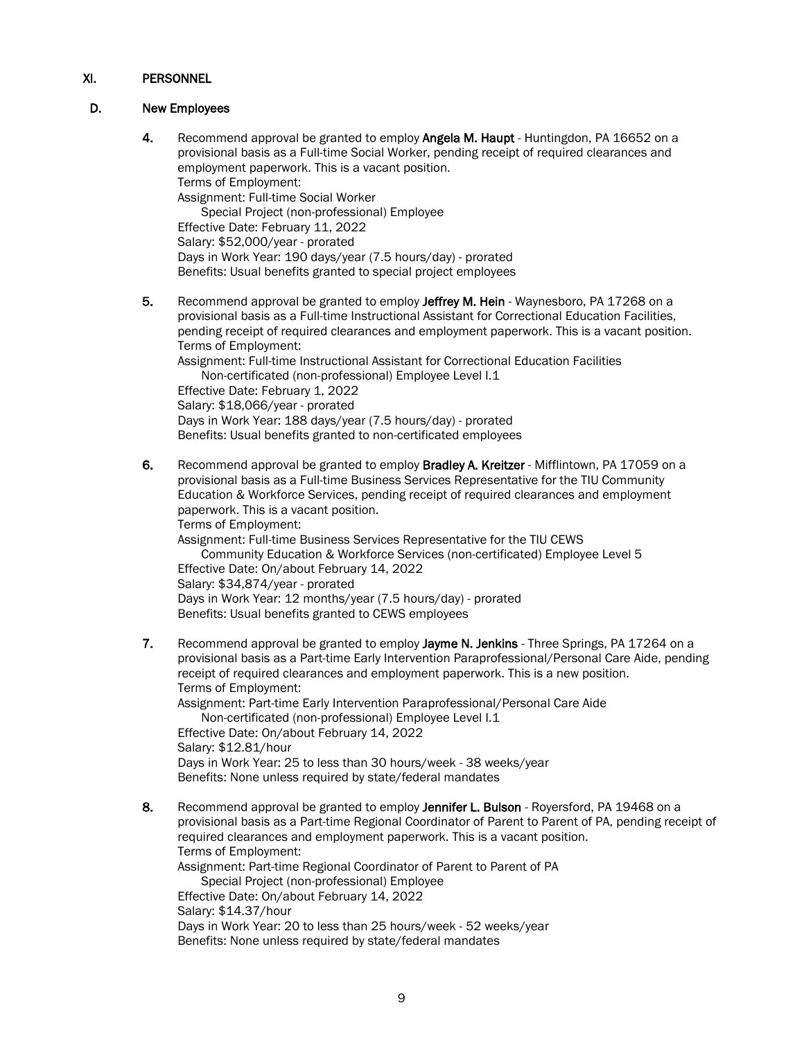## XI. PERSONNEL

### D. New Employees

4. Recommend approval be granted to employ **Angela M. Haupt** - Huntingdon, PA 16652 on a provisional basis as a Full-time Social Worker, pending receipt of required clearances and employment paperwork. This is a vacant position.
   Terms of Employment:
   Assignment: Full-time Social Worker
   Special Project (non-professional) Employee
   Effective Date: February 11, 2022
   Salary: $52,000/year - prorated
   Days in Work Year: 190 days/year (7.5 hours/day) - prorated
   Benefits: Usual benefits granted to special project employees

5. Recommend approval be granted to employ **Jeffrey M. Hein** - Waynesboro, PA 17268 on a provisional basis as a Full-time Instructional Assistant for Correctional Education Facilities, pending receipt of required clearances and employment paperwork. This is a vacant position.
   Terms of Employment:
   Assignment: Full-time Instructional Assistant for Correctional Education Facilities
   Non-certificated (non-professional) Employee Level I.1
   Effective Date: February 1, 2022
   Salary: $18,066/year - prorated
   Days in Work Year: 188 days/year (7.5 hours/day) - prorated
   Benefits: Usual benefits granted to non-certificated employees

6. Recommend approval be granted to employ **Bradley A. Kreitzer** - Mifflintown, PA 17059 on a provisional basis as a Full-time Business Services Representative for the TIU Community Education & Workforce Services, pending receipt of required clearances and employment paperwork. This is a vacant position.
   Terms of Employment:
   Assignment: Full-time Business Services Representative for the TIU CEWS
   Community Education & Workforce Services (non-certificated) Employee Level 5
   Effective Date: On/about February 14, 2022
   Salary: $34,874/year - prorated
   Days in Work Year: 12 months/year (7.5 hours/day) - prorated
   Benefits: Usual benefits granted to CEWS employees

7. Recommend approval be granted to employ **Jayme N. Jenkins** - Three Springs, PA 17264 on a provisional basis as a Part-time Early Intervention Paraprofessional/Personal Care Aide, pending receipt of required clearances and employment paperwork. This is a new position.
   Terms of Employment:
   Assignment: Part-time Early Intervention Paraprofessional/Personal Care Aide
   Non-certificated (non-professional) Employee Level I.1
   Effective Date: On/about February 14, 2022
   Salary: $12.81/hour
   Days in Work Year: 25 to less than 30 hours/week - 38 weeks/year
   Benefits: None unless required by state/federal mandates

8. Recommend approval be granted to employ **Jennifer L. Bulson** - Royersford, PA 19468 on a provisional basis as a Part-time Regional Coordinator of Parent to Parent of PA, pending receipt of required clearances and employment paperwork. This is a vacant position.
   Terms of Employment:
   Assignment: Part-time Regional Coordinator of Parent to Parent of PA
   Special Project (non-professional) Employee
   Effective Date: On/about February 14, 2022
   Salary: $14.37/hour
   Days in Work Year: 20 to less than 25 hours/week - 52 weeks/year
   Benefits: None unless required by state/federal mandates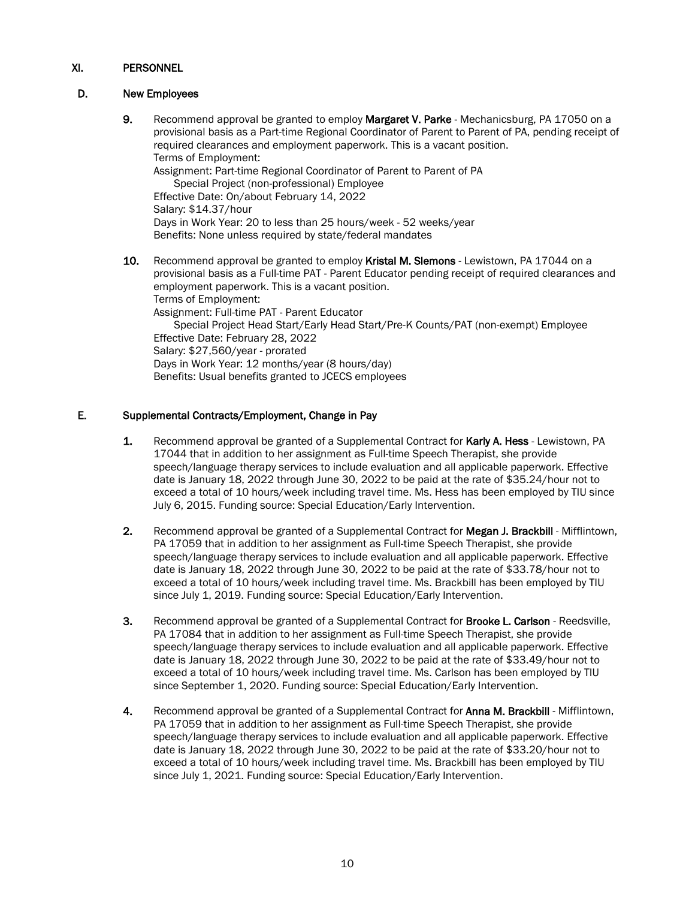## XI. PERSONNEL

### D. New Employees

9. Recommend approval be granted to employ **Margaret V. Parke** - Mechanicsburg, PA 17050 on a provisional basis as a Part-time Regional Coordinator of Parent to Parent of PA, pending receipt of required clearances and employment paperwork. This is a vacant position.
   Terms of Employment:
   Assignment: Part-time Regional Coordinator of Parent to Parent of PA
   Special Project (non-professional) Employee
   Effective Date: On/about February 14, 2022
   Salary: $14.37/hour
   Days in Work Year: 20 to less than 25 hours/week - 52 weeks/year
   Benefits: None unless required by state/federal mandates

10. Recommend approval be granted to employ **Kristal M. Slemons** - Lewistown, PA 17044 on a provisional basis as a Full-time PAT - Parent Educator pending receipt of required clearances and employment paperwork. This is a vacant position.
    Terms of Employment:
    Assignment: Full-time PAT - Parent Educator
    Special Project Head Start/Early Head Start/Pre-K Counts/PAT (non-exempt) Employee
    Effective Date: February 28, 2022
    Salary: $27,560/year - prorated
    Days in Work Year: 12 months/year (8 hours/day)
    Benefits: Usual benefits granted to JCECS employees

### E. Supplemental Contracts/Employment, Change in Pay

1. Recommend approval be granted of a Supplemental Contract for **Karly A. Hess** - Lewistown, PA 17044 that in addition to her assignment as Full-time Speech Therapist, she provide speech/language therapy services to include evaluation and all applicable paperwork. Effective date is January 18, 2022 through June 30, 2022 to be paid at the rate of $35.24/hour not to exceed a total of 10 hours/week including travel time. Ms. Hess has been employed by TIU since July 6, 2015. Funding source: Special Education/Early Intervention.

2. Recommend approval be granted of a Supplemental Contract for **Megan J. Brackbill** - Mifflintown, PA 17059 that in addition to her assignment as Full-time Speech Therapist, she provide speech/language therapy services to include evaluation and all applicable paperwork. Effective date is January 18, 2022 through June 30, 2022 to be paid at the rate of $33.78/hour not to exceed a total of 10 hours/week including travel time. Ms. Brackbill has been employed by TIU since July 1, 2019. Funding source: Special Education/Early Intervention.

3. Recommend approval be granted of a Supplemental Contract for **Brooke L. Carlson** - Reedsville, PA 17084 that in addition to her assignment as Full-time Speech Therapist, she provide speech/language therapy services to include evaluation and all applicable paperwork. Effective date is January 18, 2022 through June 30, 2022 to be paid at the rate of $33.49/hour not to exceed a total of 10 hours/week including travel time. Ms. Carlson has been employed by TIU since September 1, 2020. Funding source: Special Education/Early Intervention.

4. Recommend approval be granted of a Supplemental Contract for **Anna M. Brackbill** - Mifflintown, PA 17059 that in addition to her assignment as Full-time Speech Therapist, she provide speech/language therapy services to include evaluation and all applicable paperwork. Effective date is January 18, 2022 through June 30, 2022 to be paid at the rate of $33.20/hour not to exceed a total of 10 hours/week including travel time. Ms. Brackbill has been employed by TIU since July 1, 2021. Funding source: Special Education/Early Intervention.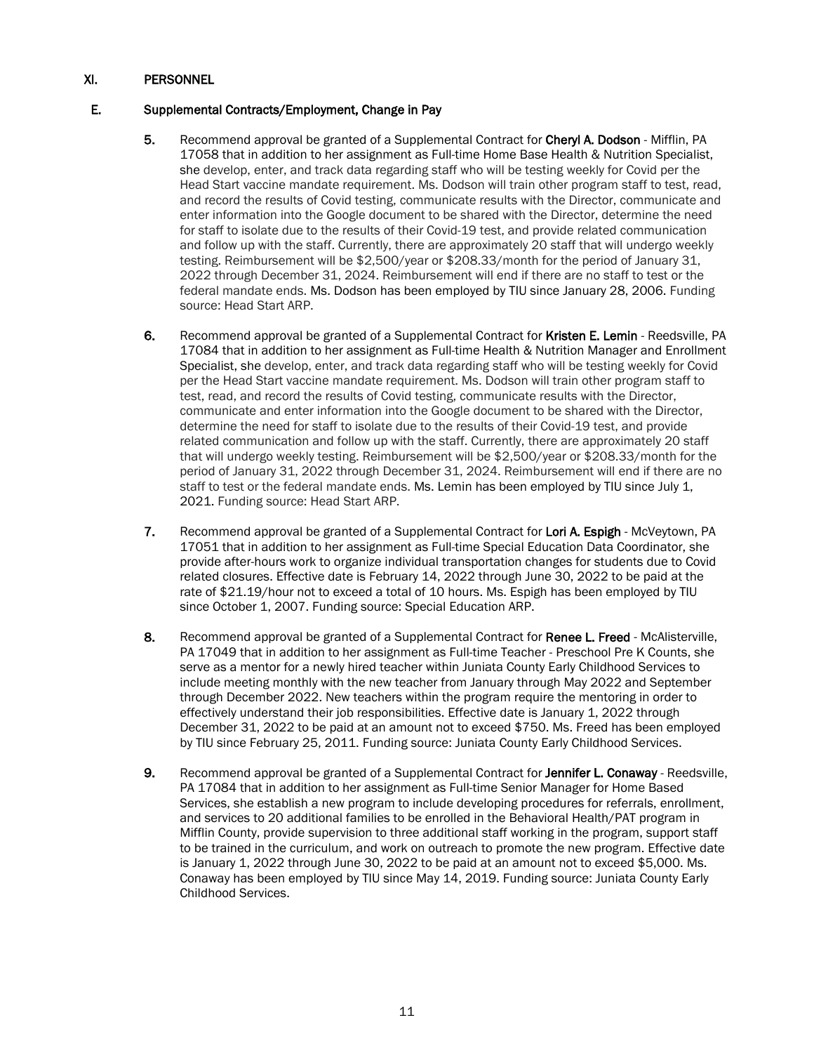## XI. PERSONNEL

### E. Supplemental Contracts/Employment, Change in Pay

5. Recommend approval be granted of a Supplemental Contract for **Cheryl A. Dodson** - Mifflin, PA 17058 that in addition to her assignment as Full-time Home Base Health & Nutrition Specialist, she develop, enter, and track data regarding staff who will be testing weekly for Covid per the Head Start vaccine mandate requirement. Ms. Dodson will train other program staff to test, read, and record the results of Covid testing, communicate results with the Director, communicate and enter information into the Google document to be shared with the Director, determine the need for staff to isolate due to the results of their Covid-19 test, and provide related communication and follow up with the staff. Currently, there are approximately 20 staff that will undergo weekly testing. Reimbursement will be $2,500/year or $208.33/month for the period of January 31, 2022 through December 31, 2024. Reimbursement will end if there are no staff to test or the federal mandate ends. Ms. Dodson has been employed by TIU since January 28, 2006. Funding source: Head Start ARP.

6. Recommend approval be granted of a Supplemental Contract for **Kristen E. Lemin** - Reedsville, PA 17084 that in addition to her assignment as Full-time Health & Nutrition Manager and Enrollment Specialist, she develop, enter, and track data regarding staff who will be testing weekly for Covid per the Head Start vaccine mandate requirement. Ms. Dodson will train other program staff to test, read, and record the results of Covid testing, communicate results with the Director, communicate and enter information into the Google document to be shared with the Director, determine the need for staff to isolate due to the results of their Covid-19 test, and provide related communication and follow up with the staff. Currently, there are approximately 20 staff that will undergo weekly testing. Reimbursement will be $2,500/year or $208.33/month for the period of January 31, 2022 through December 31, 2024. Reimbursement will end if there are no staff to test or the federal mandate ends. Ms. Lemin has been employed by TIU since July 1, 2021. Funding source: Head Start ARP.

7. Recommend approval be granted of a Supplemental Contract for **Lori A. Espigh** - McVeytown, PA 17051 that in addition to her assignment as Full-time Special Education Data Coordinator, she provide after-hours work to organize individual transportation changes for students due to Covid related closures. Effective date is February 14, 2022 through June 30, 2022 to be paid at the rate of $21.19/hour not to exceed a total of 10 hours. Ms. Espigh has been employed by TIU since October 1, 2007. Funding source: Special Education ARP.

8. Recommend approval be granted of a Supplemental Contract for **Renee L. Freed** - McAlisterville, PA 17049 that in addition to her assignment as Full-time Teacher - Preschool Pre K Counts, she serve as a mentor for a newly hired teacher within Juniata County Early Childhood Services to include meeting monthly with the new teacher from January through May 2022 and September through December 2022. New teachers within the program require the mentoring in order to effectively understand their job responsibilities. Effective date is January 1, 2022 through December 31, 2022 to be paid at an amount not to exceed $750. Ms. Freed has been employed by TIU since February 25, 2011. Funding source: Juniata County Early Childhood Services.

9. Recommend approval be granted of a Supplemental Contract for **Jennifer L. Conaway** - Reedsville, PA 17084 that in addition to her assignment as Full-time Senior Manager for Home Based Services, she establish a new program to include developing procedures for referrals, enrollment, and services to 20 additional families to be enrolled in the Behavioral Health/PAT program in Mifflin County, provide supervision to three additional staff working in the program, support staff to be trained in the curriculum, and work on outreach to promote the new program. Effective date is January 1, 2022 through June 30, 2022 to be paid at an amount not to exceed $5,000. Ms. Conaway has been employed by TIU since May 14, 2019. Funding source: Juniata County Early Childhood Services.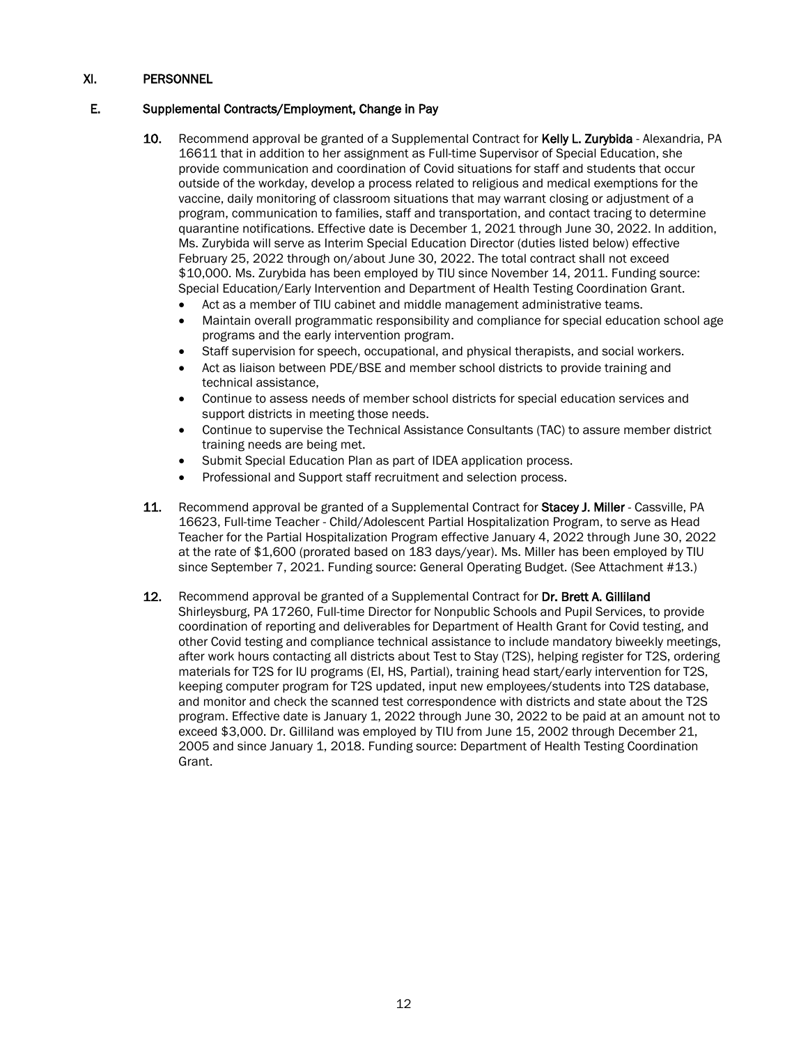## XI. PERSONNEL

### E. Supplemental Contracts/Employment, Change in Pay

10. Recommend approval be granted of a Supplemental Contract for **Kelly L. Zurybida** - Alexandria, PA 16611 that in addition to her assignment as Full-time Supervisor of Special Education, she provide communication and coordination of Covid situations for staff and students that occur outside of the workday, develop a process related to religious and medical exemptions for the vaccine, daily monitoring of classroom situations that may warrant closing or adjustment of a program, communication to families, staff and transportation, and contact tracing to determine quarantine notifications. Effective date is December 1, 2021 through June 30, 2022. In addition, Ms. Zurybida will serve as Interim Special Education Director (duties listed below) effective February 25, 2022 through on/about June 30, 2022. The total contract shall not exceed $10,000. Ms. Zurybida has been employed by TIU since November 14, 2011. Funding source: Special Education/Early Intervention and Department of Health Testing Coordination Grant.
    - Act as a member of TIU cabinet and middle management administrative teams.
    - Maintain overall programmatic responsibility and compliance for special education school age programs and the early intervention program.
    - Staff supervision for speech, occupational, and physical therapists, and social workers.
    - Act as liaison between PDE/BSE and member school districts to provide training and technical assistance,
    - Continue to assess needs of member school districts for special education services and support districts in meeting those needs.
    - Continue to supervise the Technical Assistance Consultants (TAC) to assure member district training needs are being met.
    - Submit Special Education Plan as part of IDEA application process.
    - Professional and Support staff recruitment and selection process.

11. Recommend approval be granted of a Supplemental Contract for **Stacey J. Miller** - Cassville, PA 16623, Full-time Teacher - Child/Adolescent Partial Hospitalization Program, to serve as Head Teacher for the Partial Hospitalization Program effective January 4, 2022 through June 30, 2022 at the rate of $1,600 (prorated based on 183 days/year). Ms. Miller has been employed by TIU since September 7, 2021. Funding source: General Operating Budget. (See Attachment #13.)

12. Recommend approval be granted of a Supplemental Contract for **Dr. Brett A. Gilliland** Shirleysburg, PA 17260, Full-time Director for Nonpublic Schools and Pupil Services, to provide coordination of reporting and deliverables for Department of Health Grant for Covid testing, and other Covid testing and compliance technical assistance to include mandatory biweekly meetings, after work hours contacting all districts about Test to Stay (T2S), helping register for T2S, ordering materials for T2S for IU programs (EI, HS, Partial), training head start/early intervention for T2S, keeping computer program for T2S updated, input new employees/students into T2S database, and monitor and check the scanned test correspondence with districts and state about the T2S program. Effective date is January 1, 2022 through June 30, 2022 to be paid at an amount not to exceed $3,000. Dr. Gilliland was employed by TIU from June 15, 2002 through December 21, 2005 and since January 1, 2018. Funding source: Department of Health Testing Coordination Grant.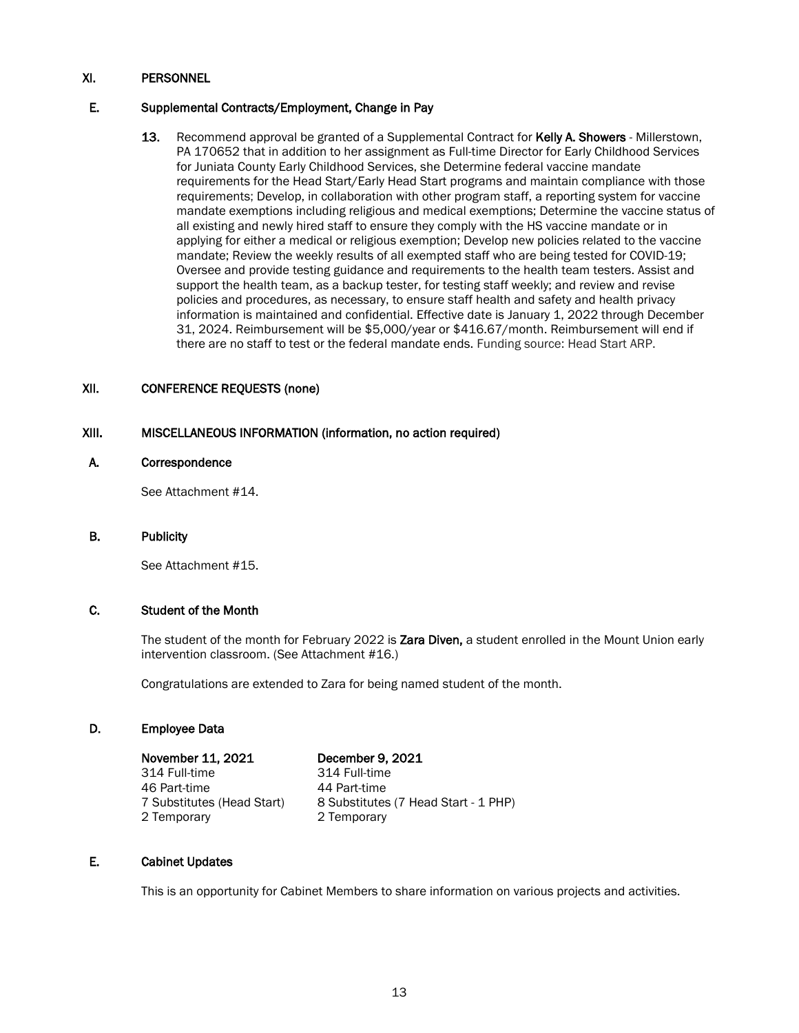## XI. PERSONNEL

### E. Supplemental Contracts/Employment, Change in Pay

13. Recommend approval be granted of a Supplemental Contract for **Kelly A. Showers** - Millerstown, PA 170652 that in addition to her assignment as Full-time Director for Early Childhood Services for Juniata County Early Childhood Services, she Determine federal vaccine mandate requirements for the Head Start/Early Head Start programs and maintain compliance with those requirements; Develop, in collaboration with other program staff, a reporting system for vaccine mandate exemptions including religious and medical exemptions; Determine the vaccine status of all existing and newly hired staff to ensure they comply with the HS vaccine mandate or in applying for either a medical or religious exemption; Develop new policies related to the vaccine mandate; Review the weekly results of all exempted staff who are being tested for COVID-19; Oversee and provide testing guidance and requirements to the health team testers. Assist and support the health team, as a backup tester, for testing staff weekly; and review and revise policies and procedures, as necessary, to ensure staff health and safety and health privacy information is maintained and confidential. Effective date is January 1, 2022 through December 31, 2024. Reimbursement will be $5,000/year or $416.67/month. Reimbursement will end if there are no staff to test or the federal mandate ends. Funding source: Head Start ARP.

## XII. CONFERENCE REQUESTS (none)

## XIII. MISCELLANEOUS INFORMATION (information, no action required)

### A. Correspondence

See Attachment #14.

### B. Publicity

See Attachment #15.

### C. Student of the Month

The student of the month for February 2022 is **Zara Diven,** a student enrolled in the Mount Union early intervention classroom. (See Attachment #16.)

Congratulations are extended to Zara for being named student of the month.

### D. Employee Data

| **November 11, 2021** | **December 9, 2021** |
|---|---|
| 314 Full-time | 314 Full-time |
| 46 Part-time | 44 Part-time |
| 7 Substitutes (Head Start) | 8 Substitutes (7 Head Start - 1 PHP) |
| 2 Temporary | 2 Temporary |

### E. Cabinet Updates

This is an opportunity for Cabinet Members to share information on various projects and activities.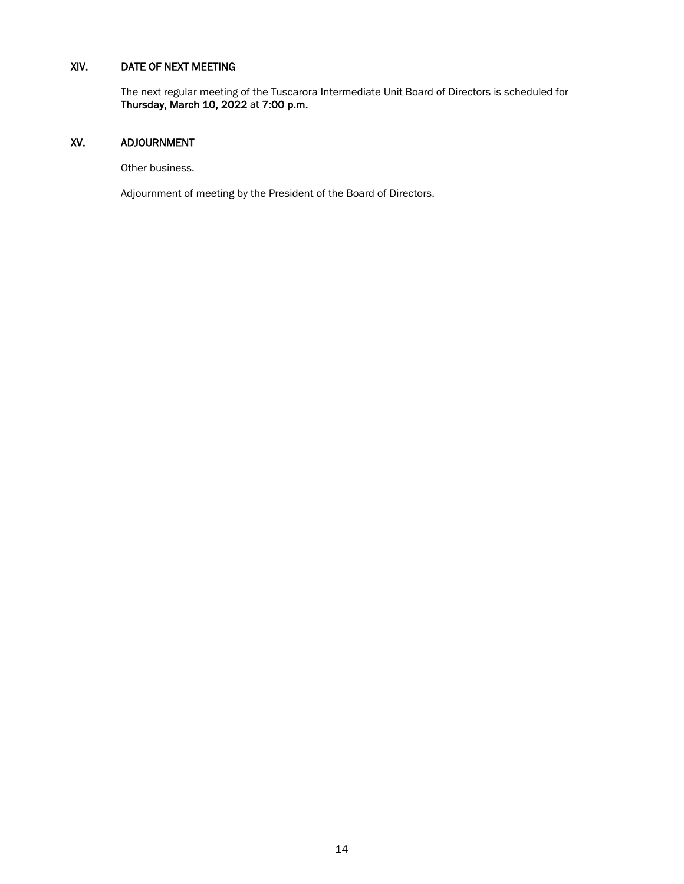## XIV. DATE OF NEXT MEETING

The next regular meeting of the Tuscarora Intermediate Unit Board of Directors is scheduled for **Thursday, March 10, 2022** at **7:00 p.m.**

## XV. ADJOURNMENT

Other business.

Adjournment of meeting by the President of the Board of Directors.